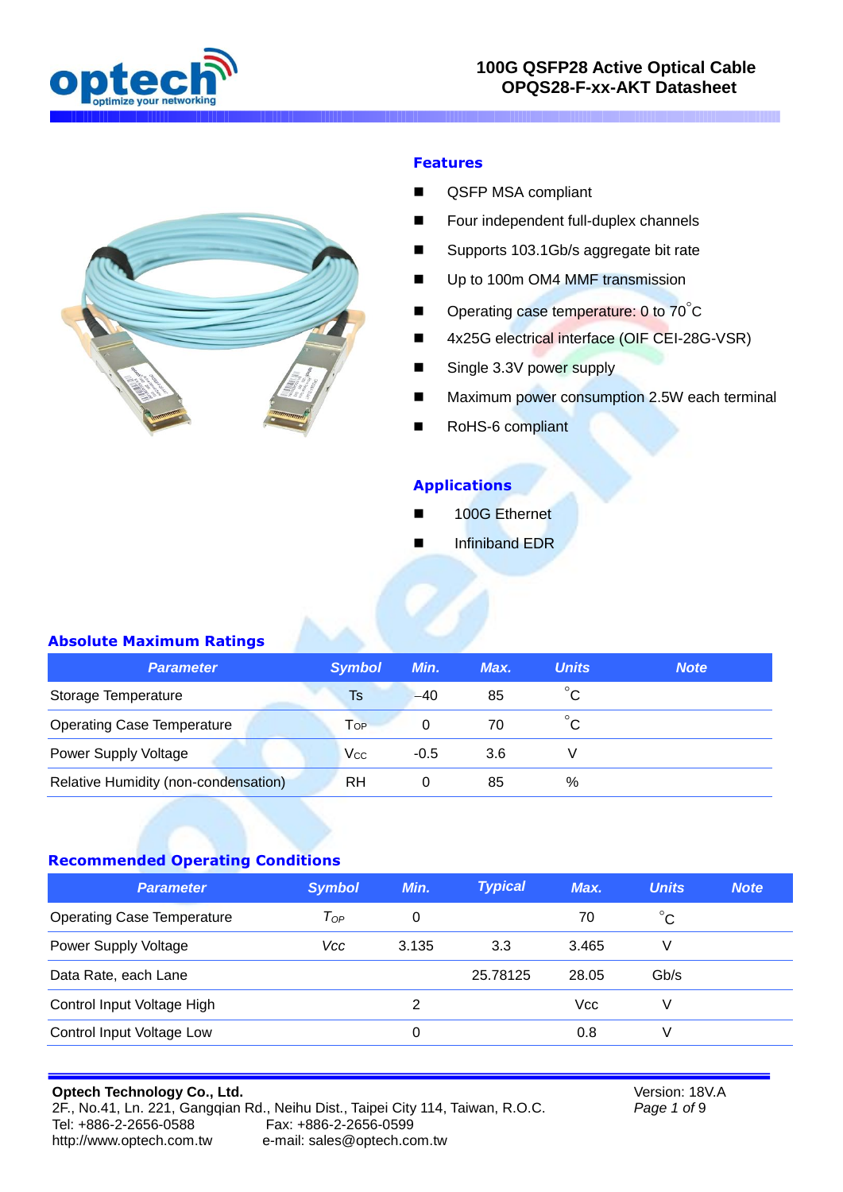# 100G QSFP28 Active Optical Cable OPQS28-F-xx-AKT Datasheet

## Features

- QSFP MSA compliant
- Four independent full-duplex channels
- Supports 103.1Gb/s aggregate bit rate
- Up to 100m OM4 MMF transmission
- Operating case temperature: 0 to 70°C
- 4x25G electrical interface (OIF CEI-28G-VSR)
- Single 3.3V power supply
- Maximum power consumption 2.5W each terminal
- RoHS-6 compliant

## Applications

- 100G Ethernet
- Infiniband EDR

## Absolute Maximum Ratings

| Parameter | Symbol | Min. | Max. | Units | Note |
|---|---|---|---|---|---|
| Storage Temperature | Ts | −40 | 85 | °C | |
| Operating Case Temperature | $T_{OP}$ | 0 | 70 | °C | |
| Power Supply Voltage | $V_{CC}$ | -0.5 | 3.6 | V | |
| Relative Humidity (non-condensation) | RH | 0 | 85 | % | |

## Recommended Operating Conditions

| Parameter | Symbol | Min. | Typical | Max. | Units | Note |
|---|---|---|---|---|---|---|
| Operating Case Temperature | $T_{OP}$ | 0 | | 70 | °C | |
| Power Supply Voltage | $Vcc$ | 3.135 | 3.3 | 3.465 | V | |
| Data Rate, each Lane | | | 25.78125 | 28.05 | Gb/s | |
| Control Input Voltage High | | 2 | | Vcc | V | |
| Control Input Voltage Low | | 0 | | 0.8 | V | |

**Optech Technology Co., Ltd.**
2F., No.41, Ln. 221, Gangqian Rd., Neihu Dist., Taipei City 114, Taiwan, R.O.C.
Tel: +886-2-2656-0588 Fax: +886-2-2656-0599
http://www.optech.com.tw e-mail: sales@optech.com.tw

Version: 18V.A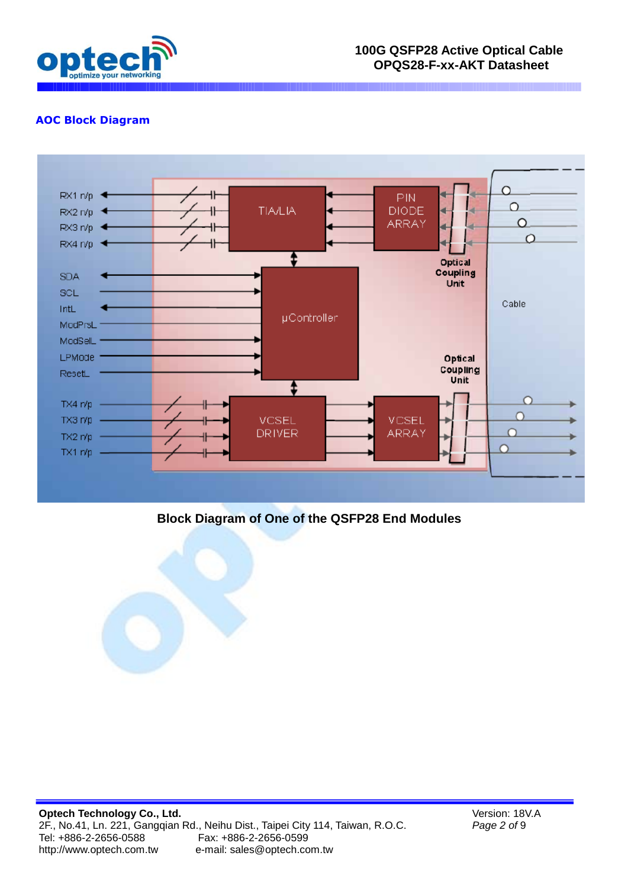## AOC Block Diagram

RX1 n/p
RX2 n/p
RX3 n/p
RX4 n/p
SDA
SCL
IntL
ModPrsL
ModSelL
LPMode
ResetL
TX4 n/p
TX3 n/p
TX2 n/p
TX1 n/p

TIA/LIA

PIN DIODE ARRAY

Optical Coupling Unit

µController

Cable

Optical Coupling Unit

VCSEL DRIVER

VCSEL ARRAY

**Block Diagram of One of the QSFP28 End Modules**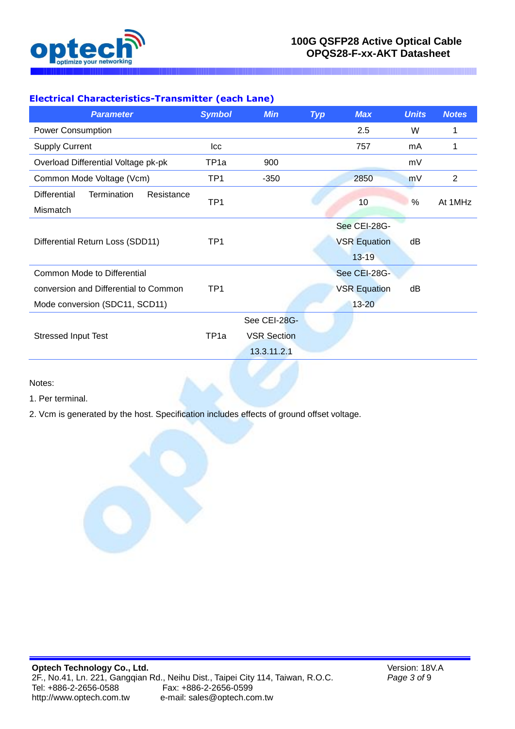### Electrical Characteristics-Transmitter (each Lane)

| Parameter | Symbol | Min | Typ | Max | Units | Notes |
|---|---|---|---|---|---|---|
| Power Consumption | | | | 2.5 | W | 1 |
| Supply Current | Icc | | | 757 | mA | 1 |
| Overload Differential Voltage pk-pk | TP1a | 900 | | | mV | |
| Common Mode Voltage (Vcm) | TP1 | -350 | | 2850 | mV | 2 |
| Differential Termination Resistance Mismatch | TP1 | | | 10 | % | At 1MHz |
| Differential Return Loss (SDD11) | TP1 | | | See CEI-28G-VSR Equation 13-19 | dB | |
| Common Mode to Differential conversion and Differential to Common Mode conversion (SDC11, SCD11) | TP1 | | | See CEI-28G-VSR Equation 13-20 | dB | |
| Stressed Input Test | TP1a | See CEI-28G-VSR Section 13.3.11.2.1 | | | | |

Notes:

1. Per terminal.
2. Vcm is generated by the host. Specification includes effects of ground offset voltage.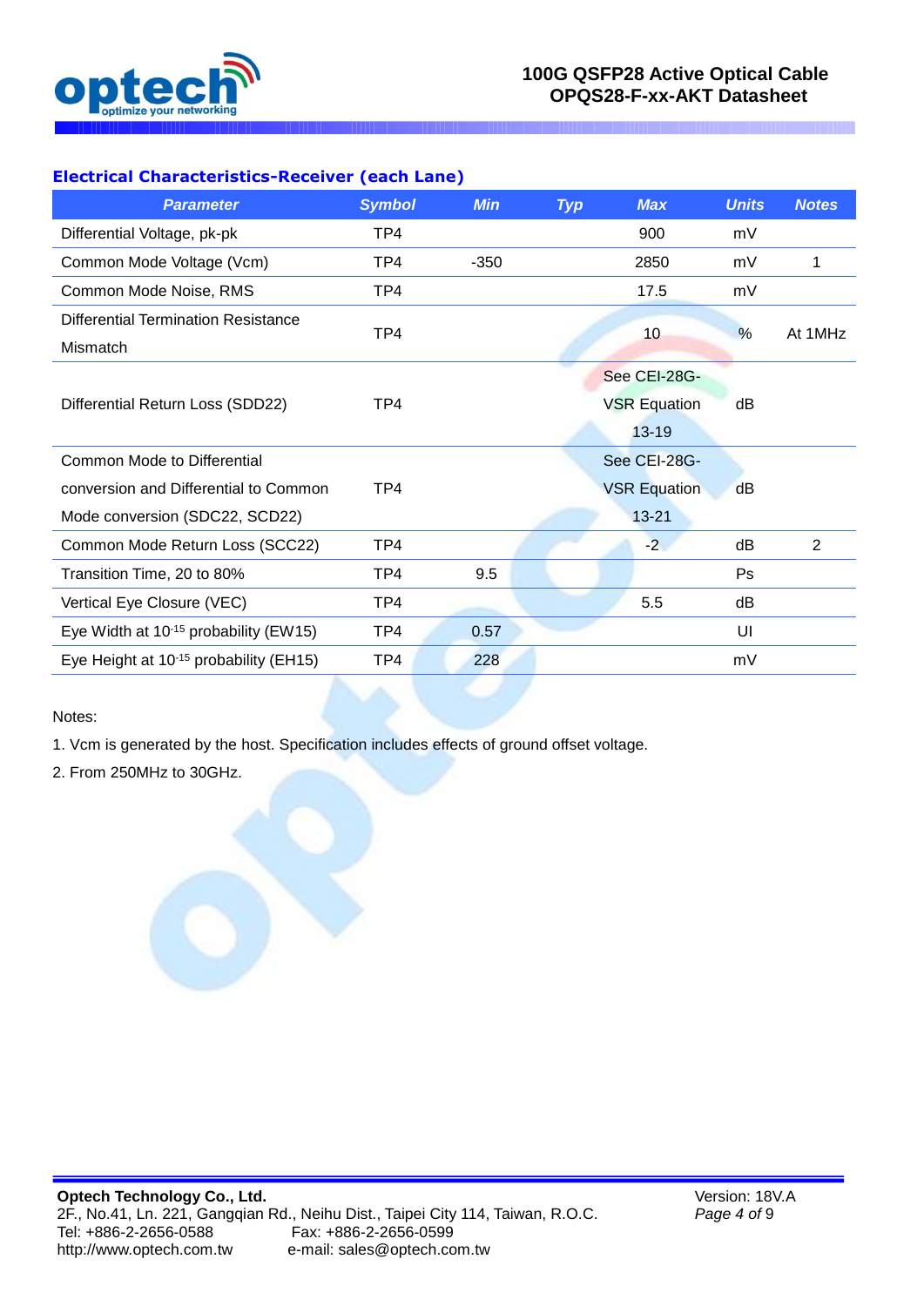### Electrical Characteristics-Receiver (each Lane)

| Parameter | Symbol | Min | Typ | Max | Units | Notes |
|---|---|---|---|---|---|---|
| Differential Voltage, pk-pk | TP4 | | | 900 | mV | |
| Common Mode Voltage (Vcm) | TP4 | -350 | | 2850 | mV | 1 |
| Common Mode Noise, RMS | TP4 | | | 17.5 | mV | |
| Differential Termination Resistance Mismatch | TP4 | | | 10 | % | At 1MHz |
| Differential Return Loss (SDD22) | TP4 | | | See CEI-28G-VSR Equation 13-19 | dB | |
| Common Mode to Differential conversion and Differential to Common Mode conversion (SDC22, SCD22) | TP4 | | | See CEI-28G-VSR Equation 13-21 | dB | |
| Common Mode Return Loss (SCC22) | TP4 | | | -2 | dB | 2 |
| Transition Time, 20 to 80% | TP4 | 9.5 | | | Ps | |
| Vertical Eye Closure (VEC) | TP4 | | | 5.5 | dB | |
| Eye Width at $10^{-15}$ probability (EW15) | TP4 | 0.57 | | | UI | |
| Eye Height at $10^{-15}$ probability (EH15) | TP4 | 228 | | | mV | |

Notes:

1. Vcm is generated by the host. Specification includes effects of ground offset voltage.
2. From 250MHz to 30GHz.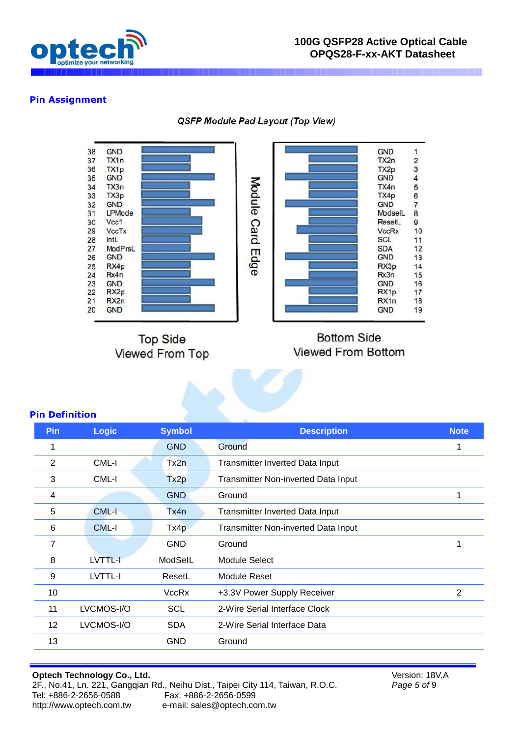## Pin Assignment

*QSFP Module Pad Layout (Top View)*

| Pin | Symbol | | Symbol | Pin |
|---|---|---|---|---|
| 38 | GND | | GND | 1 |
| 37 | TX1n | | TX2n | 2 |
| 36 | TX1p | | TX2p | 3 |
| 35 | GND | | GND | 4 |
| 34 | TX3n | | TX4n | 5 |
| 33 | TX3p | | TX4p | 6 |
| 32 | GND | | GND | 7 |
| 31 | LPMode | | ModselL | 8 |
| 30 | Vcc1 | | ResetL | 9 |
| 29 | VccTx | | VccRx | 10 |
| 28 | IntL | | SCL | 11 |
| 27 | ModPrsL | | SDA | 12 |
| 26 | GND | | GND | 13 |
| 25 | RX4p | | RX3p | 14 |
| 24 | Rx4n | | Rx3n | 15 |
| 23 | GND | | GND | 16 |
| 22 | RX2p | | RX1p | 17 |
| 21 | RX2n | | RX1n | 18 |
| 20 | GND | | GND | 19 |

Module Card Edge

Top Side Viewed From Top

Bottom Side Viewed From Bottom

## Pin Definition

| Pin | Logic | Symbol | Description | Note |
|---|---|---|---|---|
| 1 | | GND | Ground | 1 |
| 2 | CML-I | Tx2n | Transmitter Inverted Data Input | |
| 3 | CML-I | Tx2p | Transmitter Non-inverted Data Input | |
| 4 | | GND | Ground | 1 |
| 5 | CML-I | Tx4n | Transmitter Inverted Data Input | |
| 6 | CML-I | Tx4p | Transmitter Non-inverted Data Input | |
| 7 | | GND | Ground | 1 |
| 8 | LVTTL-I | ModSelL | Module Select | |
| 9 | LVTTL-I | ResetL | Module Reset | |
| 10 | | VccRx | +3.3V Power Supply Receiver | 2 |
| 11 | LVCMOS-I/O | SCL | 2-Wire Serial Interface Clock | |
| 12 | LVCMOS-I/O | SDA | 2-Wire Serial Interface Data | |
| 13 | | GND | Ground | |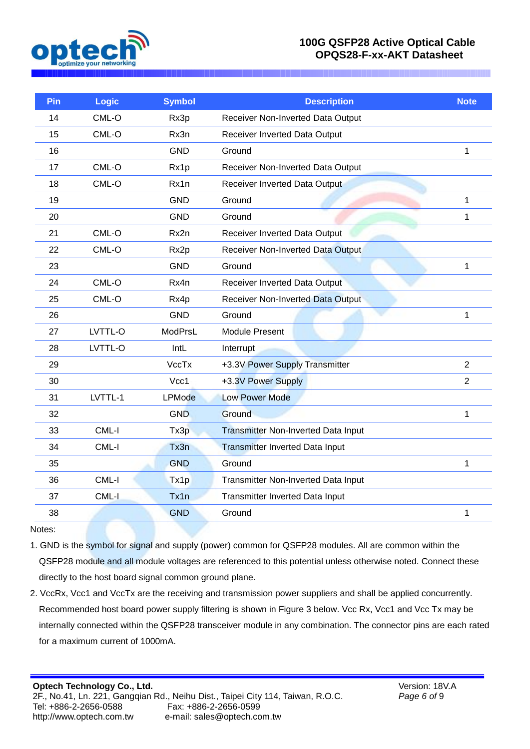| Pin | Logic | Symbol | Description | Note |
|---|---|---|---|---|
| 14 | CML-O | Rx3p | Receiver Non-Inverted Data Output | |
| 15 | CML-O | Rx3n | Receiver Inverted Data Output | |
| 16 | | GND | Ground | 1 |
| 17 | CML-O | Rx1p | Receiver Non-Inverted Data Output | |
| 18 | CML-O | Rx1n | Receiver Inverted Data Output | |
| 19 | | GND | Ground | 1 |
| 20 | | GND | Ground | 1 |
| 21 | CML-O | Rx2n | Receiver Inverted Data Output | |
| 22 | CML-O | Rx2p | Receiver Non-Inverted Data Output | |
| 23 | | GND | Ground | 1 |
| 24 | CML-O | Rx4n | Receiver Inverted Data Output | |
| 25 | CML-O | Rx4p | Receiver Non-Inverted Data Output | |
| 26 | | GND | Ground | 1 |
| 27 | LVTTL-O | ModPrsL | Module Present | |
| 28 | LVTTL-O | IntL | Interrupt | |
| 29 | | VccTx | +3.3V Power Supply Transmitter | 2 |
| 30 | | Vcc1 | +3.3V Power Supply | 2 |
| 31 | LVTTL-1 | LPMode | Low Power Mode | |
| 32 | | GND | Ground | 1 |
| 33 | CML-I | Tx3p | Transmitter Non-Inverted Data Input | |
| 34 | CML-I | Tx3n | Transmitter Inverted Data Input | |
| 35 | | GND | Ground | 1 |
| 36 | CML-I | Tx1p | Transmitter Non-Inverted Data Input | |
| 37 | CML-I | Tx1n | Transmitter Inverted Data Input | |
| 38 | | GND | Ground | 1 |

Notes:

1. GND is the symbol for signal and supply (power) common for QSFP28 modules. All are common within the QSFP28 module and all module voltages are referenced to this potential unless otherwise noted. Connect these directly to the host board signal common ground plane.
2. VccRx, Vcc1 and VccTx are the receiving and transmission power suppliers and shall be applied concurrently. Recommended host board power supply filtering is shown in Figure 3 below. Vcc Rx, Vcc1 and Vcc Tx may be internally connected within the QSFP28 transceiver module in any combination. The connector pins are each rated for a maximum current of 1000mA.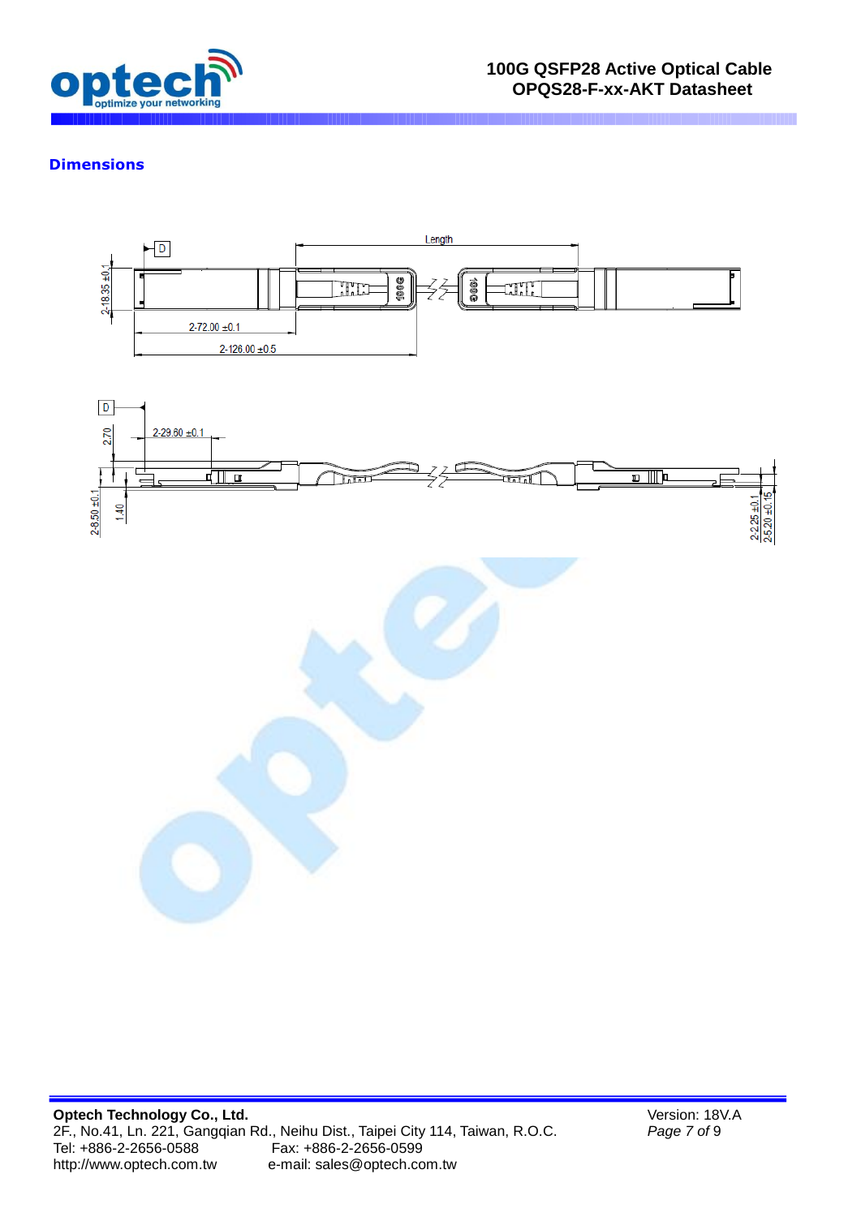## Dimensions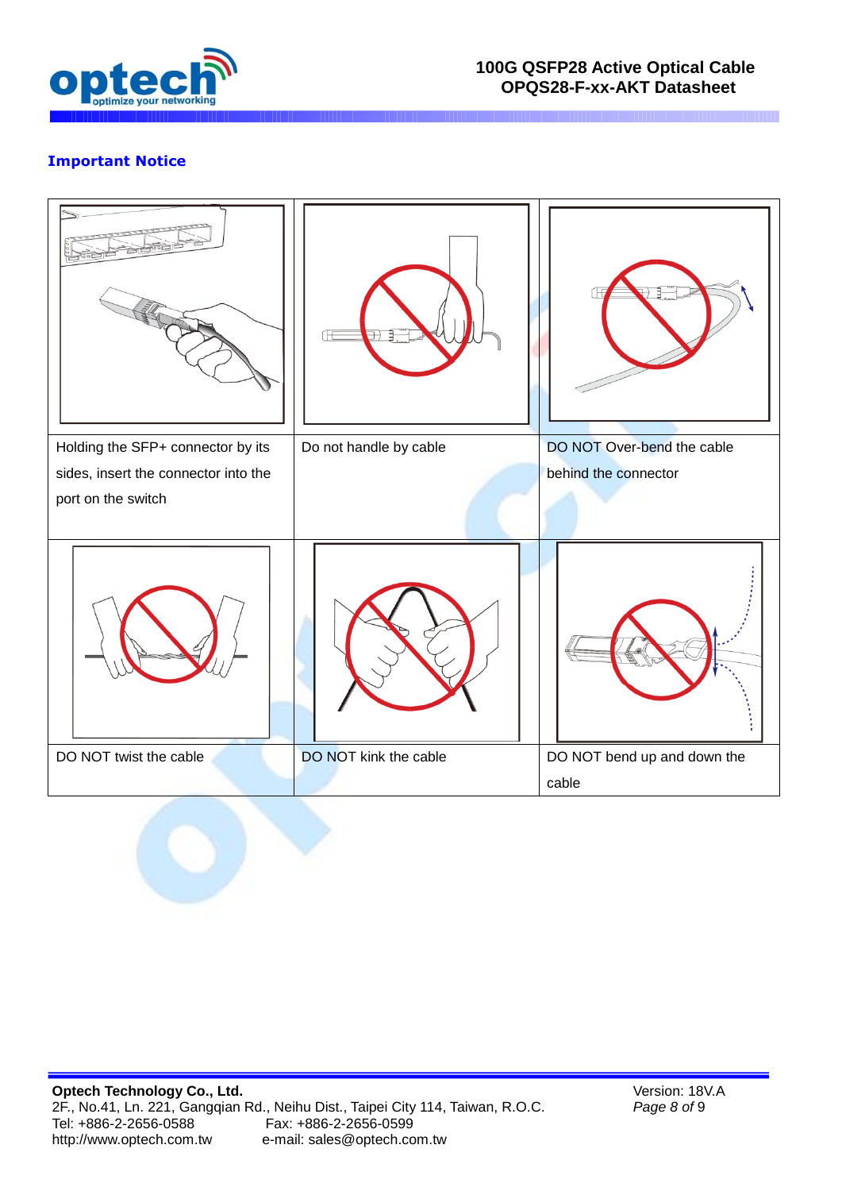## Important Notice

| | | |
|---|---|---|
| Holding the SFP+ connector by its sides, insert the connector into the port on the switch | Do not handle by cable | DO NOT Over-bend the cable behind the connector |
| | | |
| DO NOT twist the cable | DO NOT kink the cable | DO NOT bend up and down the cable |

**Optech Technology Co., Ltd.**
2F., No.41, Ln. 221, Gangqian Rd., Neihu Dist., Taipei City 114, Taiwan, R.O.C.
Tel: +886-2-2656-0588 Fax: +886-2-2656-0599
http://www.optech.com.tw e-mail: sales@optech.com.tw

Version: 18V.A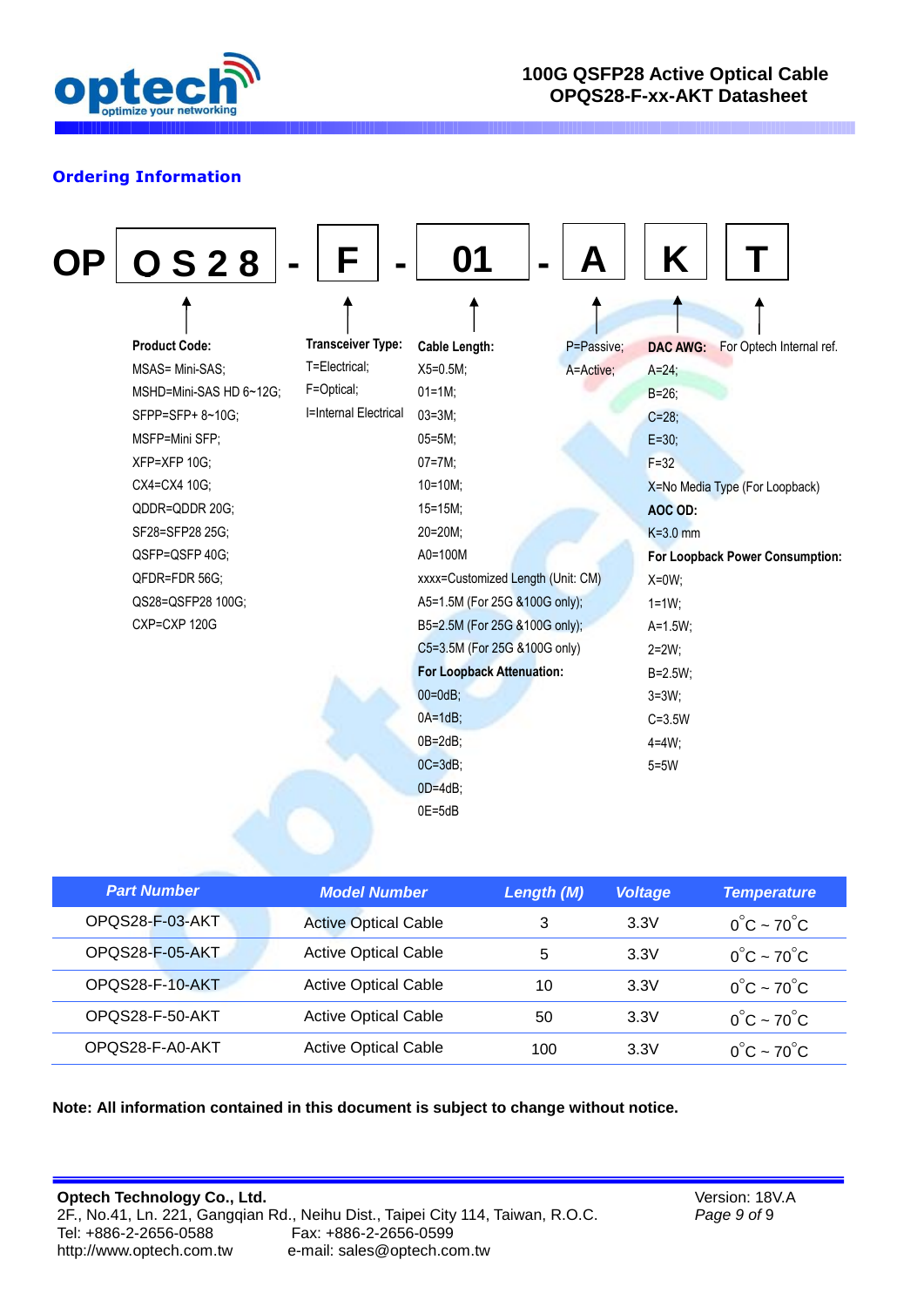## Ordering Information

OP | O S 2 8 | - | F | - | 01 | - | A | K | T

**Product Code:**
MSAS= Mini-SAS;
MSHD=Mini-SAS HD 6~12G;
SFPP=SFP+ 8~10G;
MSFP=Mini SFP;
XFP=XFP 10G;
CX4=CX4 10G;
QDDR=QDDR 20G;
SF28=SFP28 25G;
QSFP=QSFP 40G;
QFDR=FDR 56G;
QS28=QSFP28 100G;
CXP=CXP 120G

**Transceiver Type:**
T=Electrical;
F=Optical;
I=Internal Electrical

**Cable Length:**
X5=0.5M;
01=1M;
03=3M;
05=5M;
07=7M;
10=10M;
15=15M;
20=20M;
A0=100M
xxxx=Customized Length (Unit: CM)
A5=1.5M (For 25G &100G only);
B5=2.5M (For 25G &100G only);
C5=3.5M (For 25G &100G only)

**For Loopback Attenuation:**
00=0dB;
0A=1dB;
0B=2dB;
0C=3dB;
0D=4dB;
0E=5dB

P=Passive;
A=Active;

**DAC AWG:**
A=24;
B=26;
C=28;
E=30;
F=32
X=No Media Type (For Loopback)

**AOC OD:**
K=3.0 mm

**For Loopback Power Consumption:**
X=0W;
1=1W;
A=1.5W;
2=2W;
B=2.5W;
3=3W;
C=3.5W
4=4W;
5=5W

For Optech Internal ref.

| *Part Number* | *Model Number* | *Length (M)* | *Voltage* | *Temperature* |
|---|---|---|---|---|
| OPQS28-F-03-AKT | Active Optical Cable | 3 | 3.3V | 0°C ~ 70°C |
| OPQS28-F-05-AKT | Active Optical Cable | 5 | 3.3V | 0°C ~ 70°C |
| OPQS28-F-10-AKT | Active Optical Cable | 10 | 3.3V | 0°C ~ 70°C |
| OPQS28-F-50-AKT | Active Optical Cable | 50 | 3.3V | 0°C ~ 70°C |
| OPQS28-F-A0-AKT | Active Optical Cable | 100 | 3.3V | 0°C ~ 70°C |

**Note: All information contained in this document is subject to change without notice.**

**Optech Technology Co., Ltd.**
2F., No.41, Ln. 221, Gangqian Rd., Neihu Dist., Taipei City 114, Taiwan, R.O.C.
Tel: +886-2-2656-0588 Fax: +886-2-2656-0599
http://www.optech.com.tw e-mail: sales@optech.com.tw

Version: 18V.A